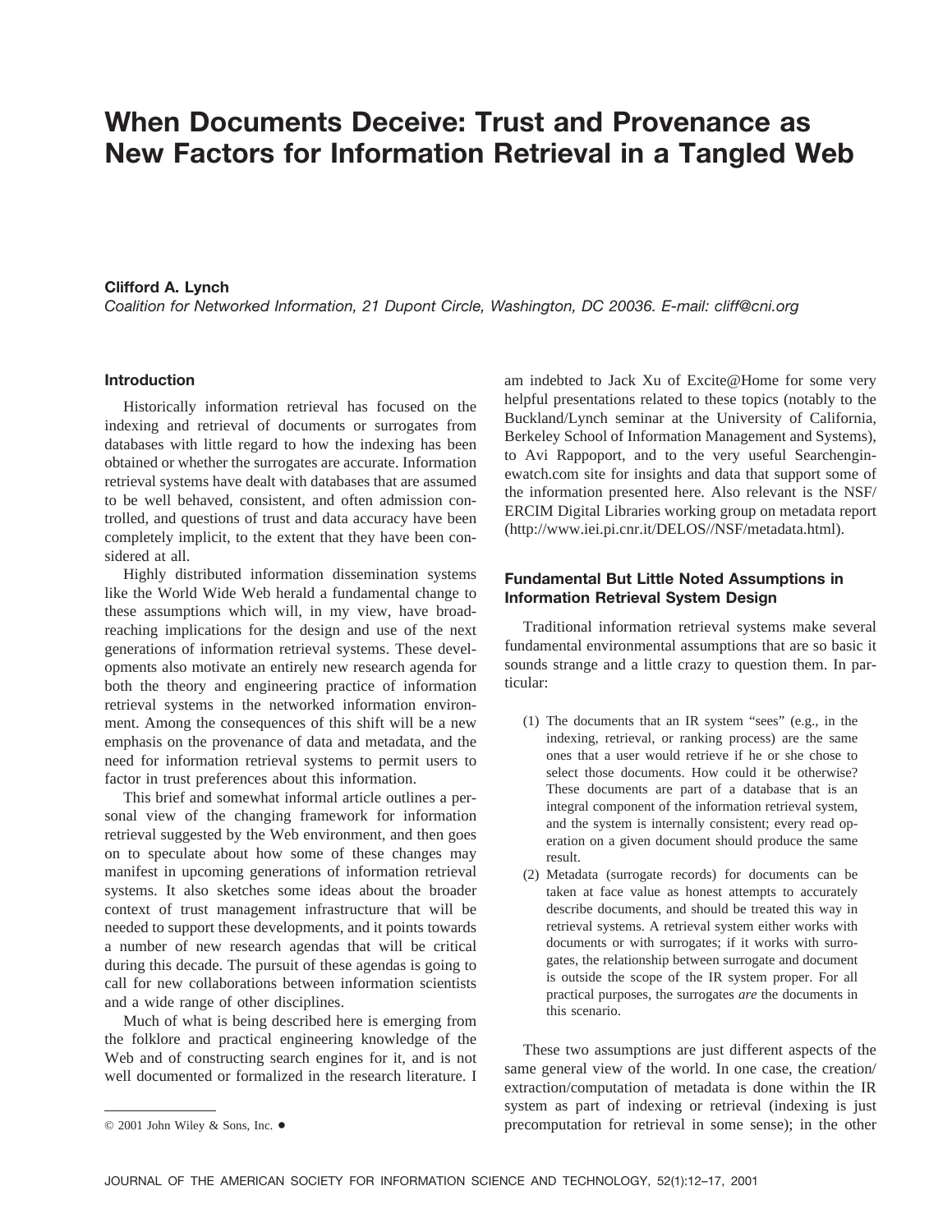# When Documents Deceive: Trust and Provenance as New Factors for Information Retrieval in a Tangled Web

**Clifford A. Lynch**

*Coalition for Networked Information, 21 Dupont Circle, Washington, DC 20036. E-mail: cliff@cni.org*

## Introduction

Historically information retrieval has focused on the indexing and retrieval of documents or surrogates from databases with little regard to how the indexing has been obtained or whether the surrogates are accurate. Information retrieval systems have dealt with databases that are assumed to be well behaved, consistent, and often admission controlled, and questions of trust and data accuracy have been completely implicit, to the extent that they have been considered at all.

Highly distributed information dissemination systems like the World Wide Web herald a fundamental change to these assumptions which will, in my view, have broad-reaching implications for the design and use of the next generations of information retrieval systems. These developments also motivate an entirely new research agenda for both the theory and engineering practice of information retrieval systems in the networked information environment. Among the consequences of this shift will be a new emphasis on the provenance of data and metadata, and the need for information retrieval systems to permit users to factor in trust preferences about this information.

This brief and somewhat informal article outlines a personal view of the changing framework for information retrieval suggested by the Web environment, and then goes on to speculate about how some of these changes may manifest in upcoming generations of information retrieval systems. It also sketches some ideas about the broader context of trust management infrastructure that will be needed to support these developments, and it points towards a number of new research agendas that will be critical during this decade. The pursuit of these agendas is going to call for new collaborations between information scientists and a wide range of other disciplines.

Much of what is being described here is emerging from the folklore and practical engineering knowledge of the Web and of constructing search engines for it, and is not well documented or formalized in the research literature. I am indebted to Jack Xu of Excite@Home for some very helpful presentations related to these topics (notably to the Buckland/Lynch seminar at the University of California, Berkeley School of Information Management and Systems), to Avi Rappoport, and to the very useful Searchenginewatch.com site for insights and data that support some of the information presented here. Also relevant is the NSF/ERCIM Digital Libraries working group on metadata report (http://www.iei.pi.cnr.it/DELOS//NSF/metadata.html).

## Fundamental But Little Noted Assumptions in Information Retrieval System Design

Traditional information retrieval systems make several fundamental environmental assumptions that are so basic it sounds strange and a little crazy to question them. In particular:

(1) The documents that an IR system "sees" (e.g., in the indexing, retrieval, or ranking process) are the same ones that a user would retrieve if he or she chose to select those documents. How could it be otherwise? These documents are part of a database that is an integral component of the information retrieval system, and the system is internally consistent; every read operation on a given document should produce the same result.

(2) Metadata (surrogate records) for documents can be taken at face value as honest attempts to accurately describe documents, and should be treated this way in retrieval systems. A retrieval system either works with documents or with surrogates; if it works with surrogates, the relationship between surrogate and document is outside the scope of the IR system proper. For all practical purposes, the surrogates *are* the documents in this scenario.

These two assumptions are just different aspects of the same general view of the world. In one case, the creation/extraction/computation of metadata is done within the IR system as part of indexing or retrieval (indexing is just precomputation for retrieval in some sense); in the other

© 2001 John Wiley & Sons, Inc. •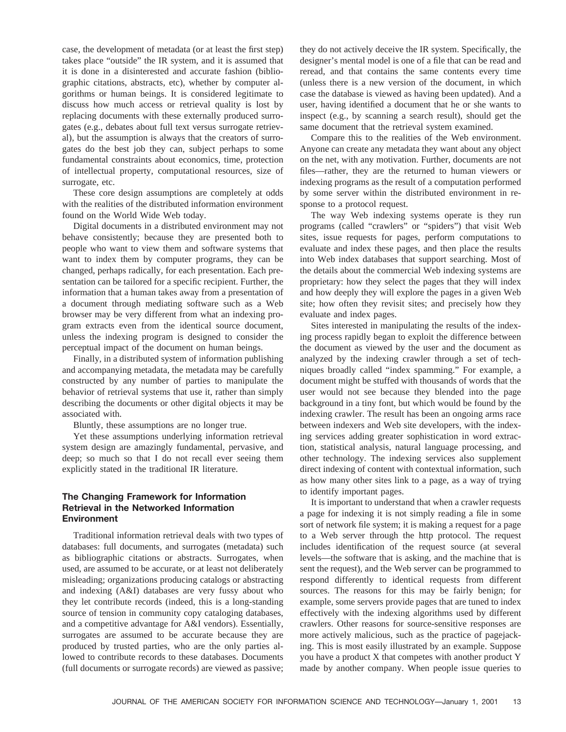case, the development of metadata (or at least the first step) takes place "outside" the IR system, and it is assumed that it is done in a disinterested and accurate fashion (bibliographic citations, abstracts, etc), whether by computer algorithms or human beings. It is considered legitimate to discuss how much access or retrieval quality is lost by replacing documents with these externally produced surrogates (e.g., debates about full text versus surrogate retrieval), but the assumption is always that the creators of surrogates do the best job they can, subject perhaps to some fundamental constraints about economics, time, protection of intellectual property, computational resources, size of surrogate, etc.

These core design assumptions are completely at odds with the realities of the distributed information environment found on the World Wide Web today.

Digital documents in a distributed environment may not behave consistently; because they are presented both to people who want to view them and software systems that want to index them by computer programs, they can be changed, perhaps radically, for each presentation. Each presentation can be tailored for a specific recipient. Further, the information that a human takes away from a presentation of a document through mediating software such as a Web browser may be very different from what an indexing program extracts even from the identical source document, unless the indexing program is designed to consider the perceptual impact of the document on human beings.

Finally, in a distributed system of information publishing and accompanying metadata, the metadata may be carefully constructed by any number of parties to manipulate the behavior of retrieval systems that use it, rather than simply describing the documents or other digital objects it may be associated with.

Bluntly, these assumptions are no longer true.

Yet these assumptions underlying information retrieval system design are amazingly fundamental, pervasive, and deep; so much so that I do not recall ever seeing them explicitly stated in the traditional IR literature.

## The Changing Framework for Information Retrieval in the Networked Information Environment

Traditional information retrieval deals with two types of databases: full documents, and surrogates (metadata) such as bibliographic citations or abstracts. Surrogates, when used, are assumed to be accurate, or at least not deliberately misleading; organizations producing catalogs or abstracting and indexing (A&I) databases are very fussy about who they let contribute records (indeed, this is a long-standing source of tension in community copy cataloging databases, and a competitive advantage for A&I vendors). Essentially, surrogates are assumed to be accurate because they are produced by trusted parties, who are the only parties allowed to contribute records to these databases. Documents (full documents or surrogate records) are viewed as passive; they do not actively deceive the IR system. Specifically, the designer's mental model is one of a file that can be read and reread, and that contains the same contents every time (unless there is a new version of the document, in which case the database is viewed as having been updated). And a user, having identified a document that he or she wants to inspect (e.g., by scanning a search result), should get the same document that the retrieval system examined.

Compare this to the realities of the Web environment. Anyone can create any metadata they want about any object on the net, with any motivation. Further, documents are not files—rather, they are the returned to human viewers or indexing programs as the result of a computation performed by some server within the distributed environment in response to a protocol request.

The way Web indexing systems operate is they run programs (called "crawlers" or "spiders") that visit Web sites, issue requests for pages, perform computations to evaluate and index these pages, and then place the results into Web index databases that support searching. Most of the details about the commercial Web indexing systems are proprietary: how they select the pages that they will index and how deeply they will explore the pages in a given Web site; how often they revisit sites; and precisely how they evaluate and index pages.

Sites interested in manipulating the results of the indexing process rapidly began to exploit the difference between the document as viewed by the user and the document as analyzed by the indexing crawler through a set of techniques broadly called "index spamming." For example, a document might be stuffed with thousands of words that the user would not see because they blended into the page background in a tiny font, but which would be found by the indexing crawler. The result has been an ongoing arms race between indexers and Web site developers, with the indexing services adding greater sophistication in word extraction, statistical analysis, natural language processing, and other technology. The indexing services also supplement direct indexing of content with contextual information, such as how many other sites link to a page, as a way of trying to identify important pages.

It is important to understand that when a crawler requests a page for indexing it is not simply reading a file in some sort of network file system; it is making a request for a page to a Web server through the http protocol. The request includes identification of the request source (at several levels—the software that is asking, and the machine that is sent the request), and the Web server can be programmed to respond differently to identical requests from different sources. The reasons for this may be fairly benign; for example, some servers provide pages that are tuned to index effectively with the indexing algorithms used by different crawlers. Other reasons for source-sensitive responses are more actively malicious, such as the practice of pagejacking. This is most easily illustrated by an example. Suppose you have a product X that competes with another product Y made by another company. When people issue queries to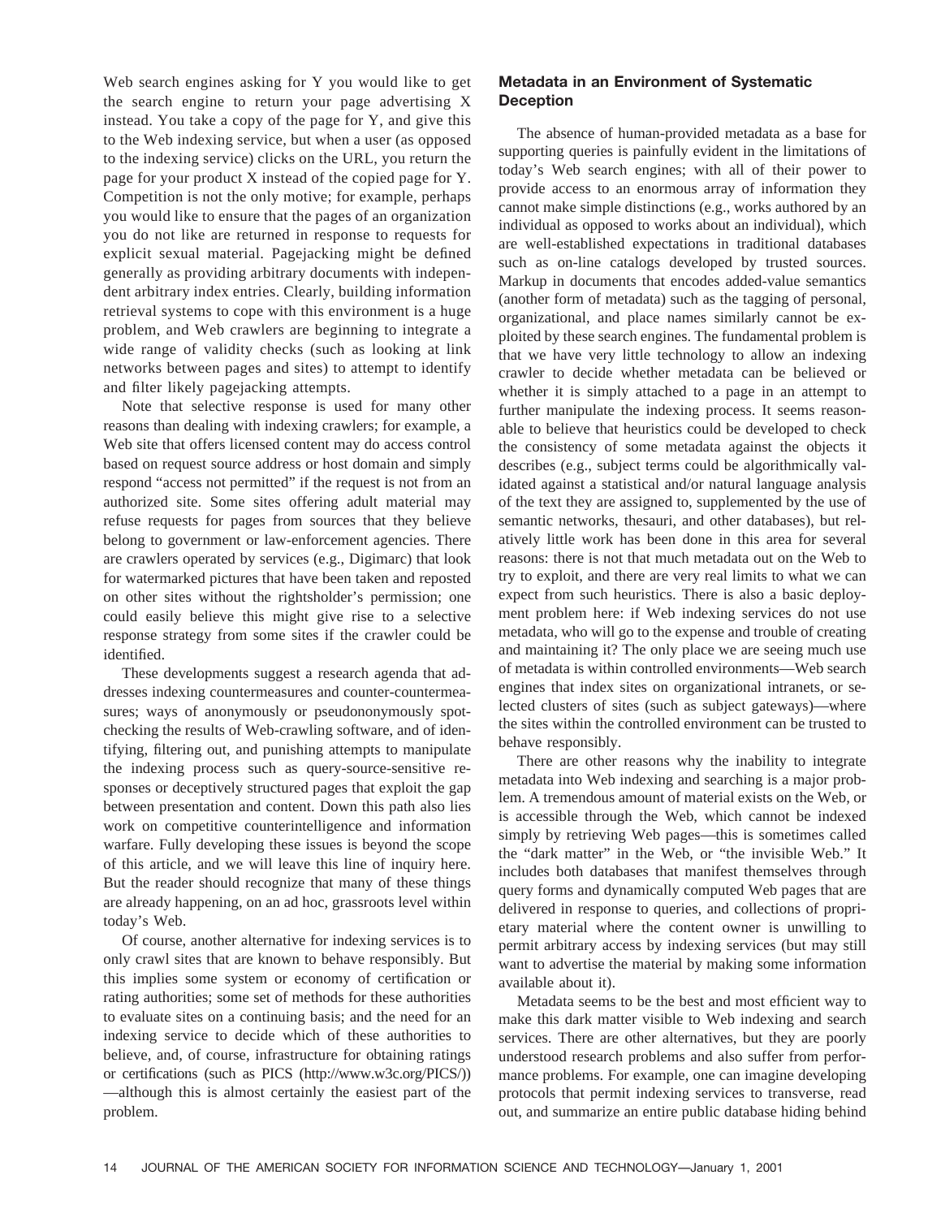Web search engines asking for Y you would like to get the search engine to return your page advertising X instead. You take a copy of the page for Y, and give this to the Web indexing service, but when a user (as opposed to the indexing service) clicks on the URL, you return the page for your product X instead of the copied page for Y. Competition is not the only motive; for example, perhaps you would like to ensure that the pages of an organization you do not like are returned in response to requests for explicit sexual material. Pagejacking might be defined generally as providing arbitrary documents with independent arbitrary index entries. Clearly, building information retrieval systems to cope with this environment is a huge problem, and Web crawlers are beginning to integrate a wide range of validity checks (such as looking at link networks between pages and sites) to attempt to identify and filter likely pagejacking attempts.

Note that selective response is used for many other reasons than dealing with indexing crawlers; for example, a Web site that offers licensed content may do access control based on request source address or host domain and simply respond "access not permitted" if the request is not from an authorized site. Some sites offering adult material may refuse requests for pages from sources that they believe belong to government or law-enforcement agencies. There are crawlers operated by services (e.g., Digimarc) that look for watermarked pictures that have been taken and reposted on other sites without the rightsholder's permission; one could easily believe this might give rise to a selective response strategy from some sites if the crawler could be identified.

These developments suggest a research agenda that addresses indexing countermeasures and counter-countermeasures; ways of anonymously or pseudononymously spot-checking the results of Web-crawling software, and of identifying, filtering out, and punishing attempts to manipulate the indexing process such as query-source-sensitive responses or deceptively structured pages that exploit the gap between presentation and content. Down this path also lies work on competitive counterintelligence and information warfare. Fully developing these issues is beyond the scope of this article, and we will leave this line of inquiry here. But the reader should recognize that many of these things are already happening, on an ad hoc, grassroots level within today's Web.

Of course, another alternative for indexing services is to only crawl sites that are known to behave responsibly. But this implies some system or economy of certification or rating authorities; some set of methods for these authorities to evaluate sites on a continuing basis; and the need for an indexing service to decide which of these authorities to believe, and, of course, infrastructure for obtaining ratings or certifications (such as PICS (http://www.w3c.org/PICS/)) —although this is almost certainly the easiest part of the problem.

### Metadata in an Environment of Systematic Deception

The absence of human-provided metadata as a base for supporting queries is painfully evident in the limitations of today's Web search engines; with all of their power to provide access to an enormous array of information they cannot make simple distinctions (e.g., works authored by an individual as opposed to works about an individual), which are well-established expectations in traditional databases such as on-line catalogs developed by trusted sources. Markup in documents that encodes added-value semantics (another form of metadata) such as the tagging of personal, organizational, and place names similarly cannot be exploited by these search engines. The fundamental problem is that we have very little technology to allow an indexing crawler to decide whether metadata can be believed or whether it is simply attached to a page in an attempt to further manipulate the indexing process. It seems reasonable to believe that heuristics could be developed to check the consistency of some metadata against the objects it describes (e.g., subject terms could be algorithmically validated against a statistical and/or natural language analysis of the text they are assigned to, supplemented by the use of semantic networks, thesauri, and other databases), but relatively little work has been done in this area for several reasons: there is not that much metadata out on the Web to try to exploit, and there are very real limits to what we can expect from such heuristics. There is also a basic deployment problem here: if Web indexing services do not use metadata, who will go to the expense and trouble of creating and maintaining it? The only place we are seeing much use of metadata is within controlled environments—Web search engines that index sites on organizational intranets, or selected clusters of sites (such as subject gateways)—where the sites within the controlled environment can be trusted to behave responsibly.

There are other reasons why the inability to integrate metadata into Web indexing and searching is a major problem. A tremendous amount of material exists on the Web, or is accessible through the Web, which cannot be indexed simply by retrieving Web pages—this is sometimes called the "dark matter" in the Web, or "the invisible Web." It includes both databases that manifest themselves through query forms and dynamically computed Web pages that are delivered in response to queries, and collections of proprietary material where the content owner is unwilling to permit arbitrary access by indexing services (but may still want to advertise the material by making some information available about it).

Metadata seems to be the best and most efficient way to make this dark matter visible to Web indexing and search services. There are other alternatives, but they are poorly understood research problems and also suffer from performance problems. For example, one can imagine developing protocols that permit indexing services to transverse, read out, and summarize an entire public database hiding behind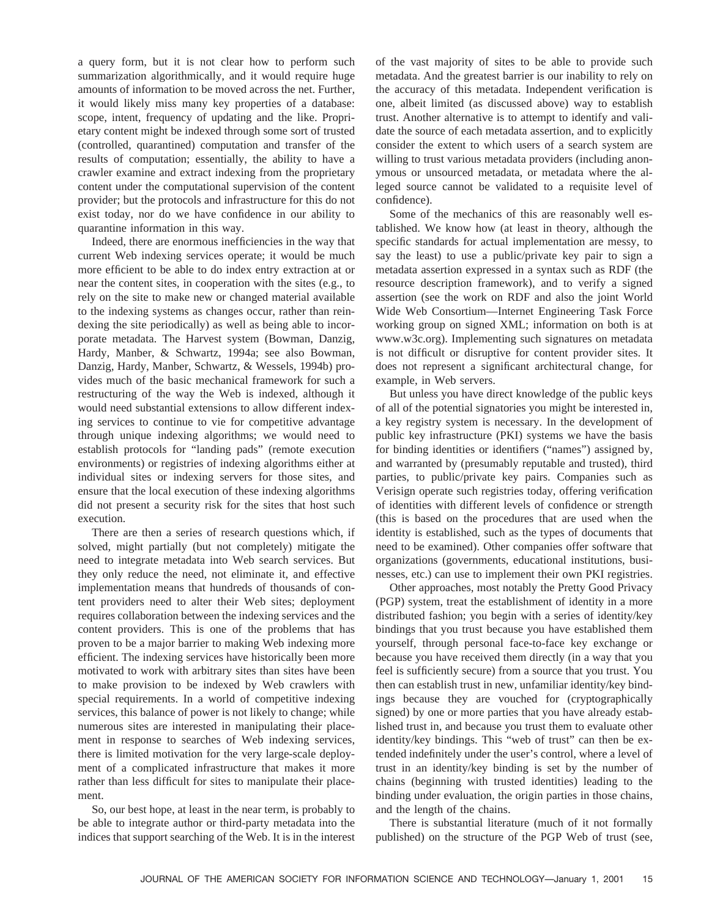a query form, but it is not clear how to perform such summarization algorithmically, and it would require huge amounts of information to be moved across the net. Further, it would likely miss many key properties of a database: scope, intent, frequency of updating and the like. Proprietary content might be indexed through some sort of trusted (controlled, quarantined) computation and transfer of the results of computation; essentially, the ability to have a crawler examine and extract indexing from the proprietary content under the computational supervision of the content provider; but the protocols and infrastructure for this do not exist today, nor do we have confidence in our ability to quarantine information in this way.

Indeed, there are enormous inefficiencies in the way that current Web indexing services operate; it would be much more efficient to be able to do index entry extraction at or near the content sites, in cooperation with the sites (e.g., to rely on the site to make new or changed material available to the indexing systems as changes occur, rather than reindexing the site periodically) as well as being able to incorporate metadata. The Harvest system (Bowman, Danzig, Hardy, Manber, & Schwartz, 1994a; see also Bowman, Danzig, Hardy, Manber, Schwartz, & Wessels, 1994b) provides much of the basic mechanical framework for such a restructuring of the way the Web is indexed, although it would need substantial extensions to allow different indexing services to continue to vie for competitive advantage through unique indexing algorithms; we would need to establish protocols for "landing pads" (remote execution environments) or registries of indexing algorithms either at individual sites or indexing servers for those sites, and ensure that the local execution of these indexing algorithms did not present a security risk for the sites that host such execution.

There are then a series of research questions which, if solved, might partially (but not completely) mitigate the need to integrate metadata into Web search services. But they only reduce the need, not eliminate it, and effective implementation means that hundreds of thousands of content providers need to alter their Web sites; deployment requires collaboration between the indexing services and the content providers. This is one of the problems that has proven to be a major barrier to making Web indexing more efficient. The indexing services have historically been more motivated to work with arbitrary sites than sites have been to make provision to be indexed by Web crawlers with special requirements. In a world of competitive indexing services, this balance of power is not likely to change; while numerous sites are interested in manipulating their placement in response to searches of Web indexing services, there is limited motivation for the very large-scale deployment of a complicated infrastructure that makes it more rather than less difficult for sites to manipulate their placement.

So, our best hope, at least in the near term, is probably to be able to integrate author or third-party metadata into the indices that support searching of the Web. It is in the interest of the vast majority of sites to be able to provide such metadata. And the greatest barrier is our inability to rely on the accuracy of this metadata. Independent verification is one, albeit limited (as discussed above) way to establish trust. Another alternative is to attempt to identify and validate the source of each metadata assertion, and to explicitly consider the extent to which users of a search system are willing to trust various metadata providers (including anonymous or unsourced metadata, or metadata where the alleged source cannot be validated to a requisite level of confidence).

Some of the mechanics of this are reasonably well established. We know how (at least in theory, although the specific standards for actual implementation are messy, to say the least) to use a public/private key pair to sign a metadata assertion expressed in a syntax such as RDF (the resource description framework), and to verify a signed assertion (see the work on RDF and also the joint World Wide Web Consortium—Internet Engineering Task Force working group on signed XML; information on both is at www.w3c.org). Implementing such signatures on metadata is not difficult or disruptive for content provider sites. It does not represent a significant architectural change, for example, in Web servers.

But unless you have direct knowledge of the public keys of all of the potential signatories you might be interested in, a key registry system is necessary. In the development of public key infrastructure (PKI) systems we have the basis for binding identities or identifiers ("names") assigned by, and warranted by (presumably reputable and trusted), third parties, to public/private key pairs. Companies such as Verisign operate such registries today, offering verification of identities with different levels of confidence or strength (this is based on the procedures that are used when the identity is established, such as the types of documents that need to be examined). Other companies offer software that organizations (governments, educational institutions, businesses, etc.) can use to implement their own PKI registries.

Other approaches, most notably the Pretty Good Privacy (PGP) system, treat the establishment of identity in a more distributed fashion; you begin with a series of identity/key bindings that you trust because you have established them yourself, through personal face-to-face key exchange or because you have received them directly (in a way that you feel is sufficiently secure) from a source that you trust. You then can establish trust in new, unfamiliar identity/key bindings because they are vouched for (cryptographically signed) by one or more parties that you have already established trust in, and because you trust them to evaluate other identity/key bindings. This "web of trust" can then be extended indefinitely under the user's control, where a level of trust in an identity/key binding is set by the number of chains (beginning with trusted identities) leading to the binding under evaluation, the origin parties in those chains, and the length of the chains.

There is substantial literature (much of it not formally published) on the structure of the PGP Web of trust (see,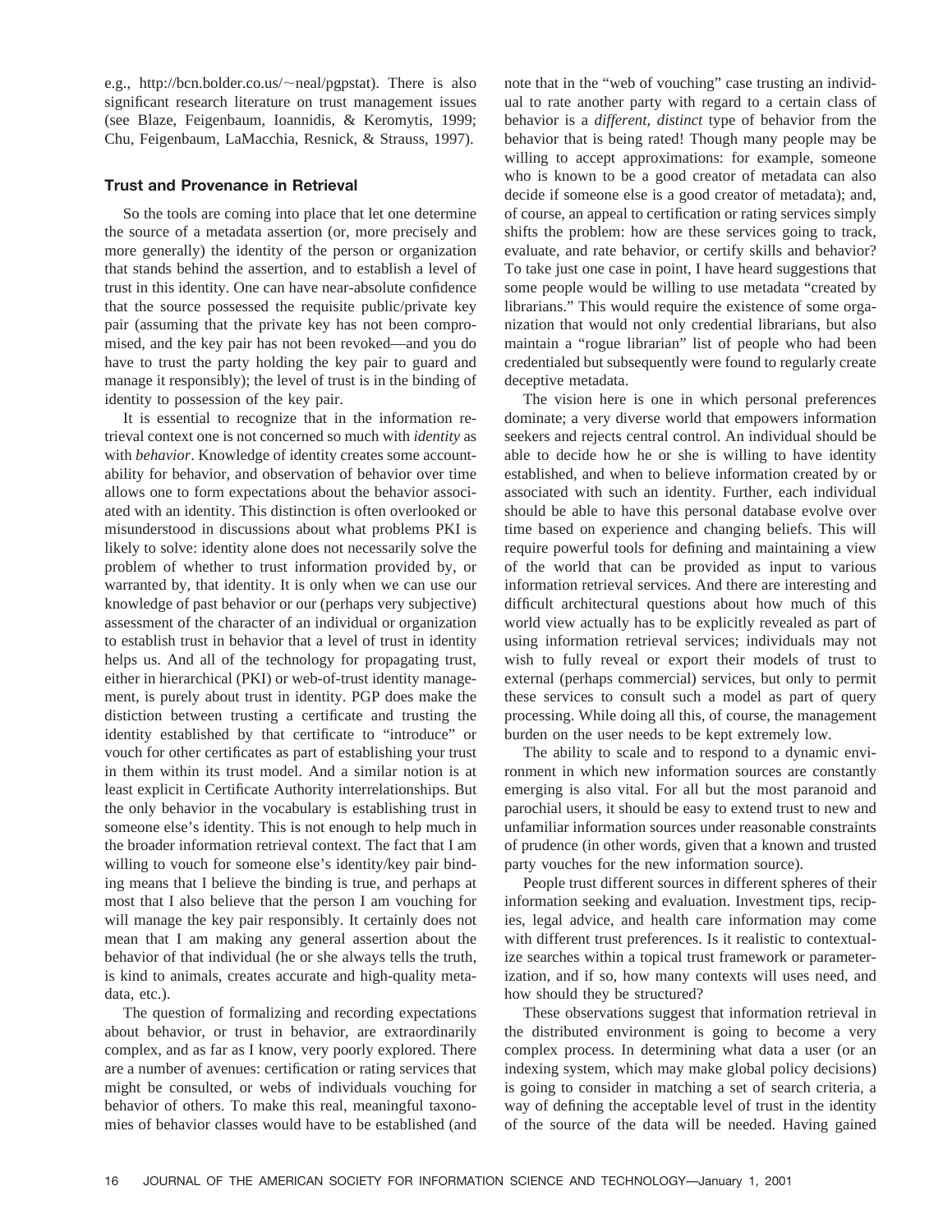e.g., http://bcn.bolder.co.us/~neal/pgpstat). There is also significant research literature on trust management issues (see Blaze, Feigenbaum, Ioannidis, & Keromytis, 1999; Chu, Feigenbaum, LaMacchia, Resnick, & Strauss, 1997).

## Trust and Provenance in Retrieval

So the tools are coming into place that let one determine the source of a metadata assertion (or, more precisely and more generally) the identity of the person or organization that stands behind the assertion, and to establish a level of trust in this identity. One can have near-absolute confidence that the source possessed the requisite public/private key pair (assuming that the private key has not been compromised, and the key pair has not been revoked—and you do have to trust the party holding the key pair to guard and manage it responsibly); the level of trust is in the binding of identity to possession of the key pair.

It is essential to recognize that in the information retrieval context one is not concerned so much with *identity* as with *behavior*. Knowledge of identity creates some accountability for behavior, and observation of behavior over time allows one to form expectations about the behavior associated with an identity. This distinction is often overlooked or misunderstood in discussions about what problems PKI is likely to solve: identity alone does not necessarily solve the problem of whether to trust information provided by, or warranted by, that identity. It is only when we can use our knowledge of past behavior or our (perhaps very subjective) assessment of the character of an individual or organization to establish trust in behavior that a level of trust in identity helps us. And all of the technology for propagating trust, either in hierarchical (PKI) or web-of-trust identity management, is purely about trust in identity. PGP does make the distiction between trusting a certificate and trusting the identity established by that certificate to "introduce" or vouch for other certificates as part of establishing your trust in them within its trust model. And a similar notion is at least explicit in Certificate Authority interrelationships. But the only behavior in the vocabulary is establishing trust in someone else's identity. This is not enough to help much in the broader information retrieval context. The fact that I am willing to vouch for someone else's identity/key pair binding means that I believe the binding is true, and perhaps at most that I also believe that the person I am vouching for will manage the key pair responsibly. It certainly does not mean that I am making any general assertion about the behavior of that individual (he or she always tells the truth, is kind to animals, creates accurate and high-quality metadata, etc.).

The question of formalizing and recording expectations about behavior, or trust in behavior, are extraordinarily complex, and as far as I know, very poorly explored. There are a number of avenues: certification or rating services that might be consulted, or webs of individuals vouching for behavior of others. To make this real, meaningful taxonomies of behavior classes would have to be established (and note that in the "web of vouching" case trusting an individual to rate another party with regard to a certain class of behavior is a *different, distinct* type of behavior from the behavior that is being rated! Though many people may be willing to accept approximations: for example, someone who is known to be a good creator of metadata can also decide if someone else is a good creator of metadata); and, of course, an appeal to certification or rating services simply shifts the problem: how are these services going to track, evaluate, and rate behavior, or certify skills and behavior? To take just one case in point, I have heard suggestions that some people would be willing to use metadata "created by librarians." This would require the existence of some organization that would not only credential librarians, but also maintain a "rogue librarian" list of people who had been credentialed but subsequently were found to regularly create deceptive metadata.

The vision here is one in which personal preferences dominate; a very diverse world that empowers information seekers and rejects central control. An individual should be able to decide how he or she is willing to have identity established, and when to believe information created by or associated with such an identity. Further, each individual should be able to have this personal database evolve over time based on experience and changing beliefs. This will require powerful tools for defining and maintaining a view of the world that can be provided as input to various information retrieval services. And there are interesting and difficult architectural questions about how much of this world view actually has to be explicitly revealed as part of using information retrieval services; individuals may not wish to fully reveal or export their models of trust to external (perhaps commercial) services, but only to permit these services to consult such a model as part of query processing. While doing all this, of course, the management burden on the user needs to be kept extremely low.

The ability to scale and to respond to a dynamic environment in which new information sources are constantly emerging is also vital. For all but the most paranoid and parochial users, it should be easy to extend trust to new and unfamiliar information sources under reasonable constraints of prudence (in other words, given that a known and trusted party vouches for the new information source).

People trust different sources in different spheres of their information seeking and evaluation. Investment tips, recipies, legal advice, and health care information may come with different trust preferences. Is it realistic to contextualize searches within a topical trust framework or parameterization, and if so, how many contexts will uses need, and how should they be structured?

These observations suggest that information retrieval in the distributed environment is going to become a very complex process. In determining what data a user (or an indexing system, which may make global policy decisions) is going to consider in matching a set of search criteria, a way of defining the acceptable level of trust in the identity of the source of the data will be needed. Having gained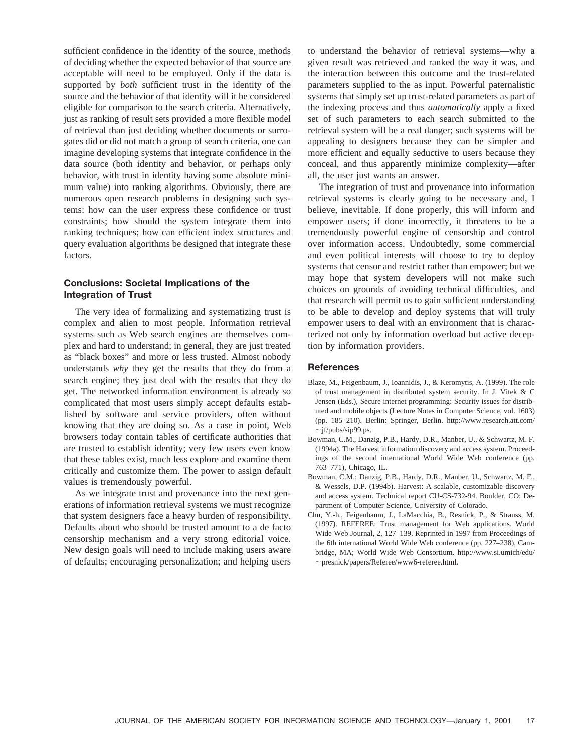sufficient confidence in the identity of the source, methods of deciding whether the expected behavior of that source are acceptable will need to be employed. Only if the data is supported by *both* sufficient trust in the identity of the source and the behavior of that identity will it be considered eligible for comparison to the search criteria. Alternatively, just as ranking of result sets provided a more flexible model of retrieval than just deciding whether documents or surrogates did or did not match a group of search criteria, one can imagine developing systems that integrate confidence in the data source (both identity and behavior, or perhaps only behavior, with trust in identity having some absolute minimum value) into ranking algorithms. Obviously, there are numerous open research problems in designing such systems: how can the user express these confidence or trust constraints; how should the system integrate them into ranking techniques; how can efficient index structures and query evaluation algorithms be designed that integrate these factors.

## Conclusions: Societal Implications of the Integration of Trust

The very idea of formalizing and systematizing trust is complex and alien to most people. Information retrieval systems such as Web search engines are themselves complex and hard to understand; in general, they are just treated as "black boxes" and more or less trusted. Almost nobody understands *why* they get the results that they do from a search engine; they just deal with the results that they do get. The networked information environment is already so complicated that most users simply accept defaults established by software and service providers, often without knowing that they are doing so. As a case in point, Web browsers today contain tables of certificate authorities that are trusted to establish identity; very few users even know that these tables exist, much less explore and examine them critically and customize them. The power to assign default values is tremendously powerful.

As we integrate trust and provenance into the next generations of information retrieval systems we must recognize that system designers face a heavy burden of responsibility. Defaults about who should be trusted amount to a de facto censorship mechanism and a very strong editorial voice. New design goals will need to include making users aware of defaults; encouraging personalization; and helping users to understand the behavior of retrieval systems—why a given result was retrieved and ranked the way it was, and the interaction between this outcome and the trust-related parameters supplied to the as input. Powerful paternalistic systems that simply set up trust-related parameters as part of the indexing process and thus *automatically* apply a fixed set of such parameters to each search submitted to the retrieval system will be a real danger; such systems will be appealing to designers because they can be simpler and more efficient and equally seductive to users because they conceal, and thus apparently minimize complexity—after all, the user just wants an answer.

The integration of trust and provenance into information retrieval systems is clearly going to be necessary and, I believe, inevitable. If done properly, this will inform and empower users; if done incorrectly, it threatens to be a tremendously powerful engine of censorship and control over information access. Undoubtedly, some commercial and even political interests will choose to try to deploy systems that censor and restrict rather than empower; but we may hope that system developers will not make such choices on grounds of avoiding technical difficulties, and that research will permit us to gain sufficient understanding to be able to develop and deploy systems that will truly empower users to deal with an environment that is characterized not only by information overload but active deception by information providers.

## References

Blaze, M., Feigenbaum, J., Ioannidis, J., & Keromytis, A. (1999). The role of trust management in distributed system security. In J. Vitek & C Jensen (Eds.), Secure internet programming: Security issues for distributed and mobile objects (Lecture Notes in Computer Science, vol. 1603) (pp. 185–210). Berlin: Springer, Berlin. http://www.research.att.com/~jf/pubs/sip99.ps.

Bowman, C.M., Danzig, P.B., Hardy, D.R., Manber, U., & Schwartz, M. F. (1994a). The Harvest information discovery and access system. Proceedings of the second international World Wide Web conference (pp. 763–771), Chicago, IL.

Bowman, C.M.; Danzig, P.B., Hardy, D.R., Manber, U., Schwartz, M. F., & Wessels, D.P. (1994b). Harvest: A scalable, customizable discovery and access system. Technical report CU-CS-732-94. Boulder, CO: Department of Computer Science, University of Colorado.

Chu, Y.-h., Feigenbaum, J., LaMacchia, B., Resnick, P., & Strauss, M. (1997). REFEREE: Trust management for Web applications. World Wide Web Journal, 2, 127–139. Reprinted in 1997 from Proceedings of the 6th international World Wide Web conference (pp. 227–238), Cambridge, MA; World Wide Web Consortium. http://www.si.umich.edu/~presnick/papers/Referee/www6-referee.html.